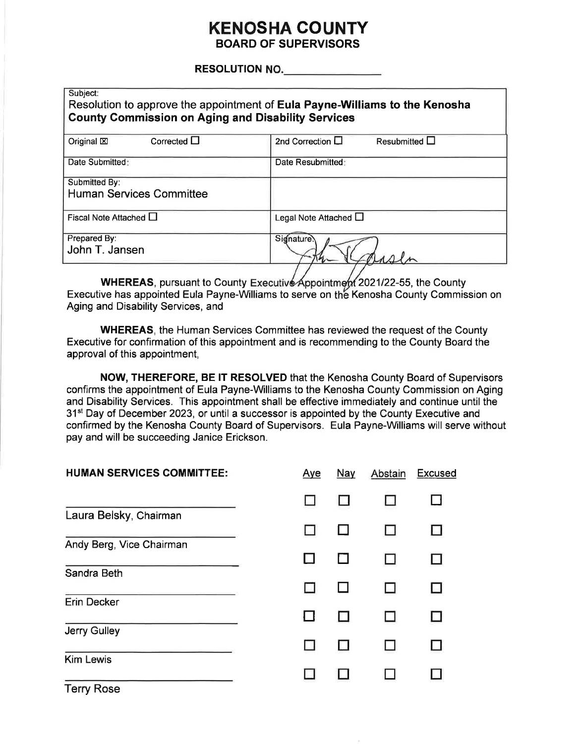# KENOSHA COUNTY
## BOARD OF SUPERVISORS

**RESOLUTION NO.________________**

| | |
|---|---|
| Subject: Resolution to approve the appointment of **Eula Payne-Williams to the Kenosha County Commission on Aging and Disability Services** | |
| Original ☒ Corrected ☐ | 2nd Correction ☐ Resubmitted ☐ |
| Date Submitted: | Date Resubmitted: |
| Submitted By: Human Services Committee | |
| Fiscal Note Attached ☐ | Legal Note Attached ☐ |
| Prepared By: John T. Jansen | Signature: |

**WHEREAS**, pursuant to County Executive Appointment 2021/22-55, the County Executive has appointed Eula Payne-Williams to serve on the Kenosha County Commission on Aging and Disability Services, and

**WHEREAS**, the Human Services Committee has reviewed the request of the County Executive for confirmation of this appointment and is recommending to the County Board the approval of this appointment,

**NOW, THEREFORE, BE IT RESOLVED** that the Kenosha County Board of Supervisors confirms the appointment of Eula Payne-Williams to the Kenosha County Commission on Aging and Disability Services. This appointment shall be effective immediately and continue until the 31st Day of December 2023, or until a successor is appointed by the County Executive and confirmed by the Kenosha County Board of Supervisors. Eula Payne-Williams will serve without pay and will be succeeding Janice Erickson.

| HUMAN SERVICES COMMITTEE: | Aye | Nay | Abstain | Excused |
|---|---|---|---|---|
| Laura Belsky, Chairman | ☐ | ☐ | ☐ | ☐ |
| Andy Berg, Vice Chairman | ☐ | ☐ | ☐ | ☐ |
| Sandra Beth | ☐ | ☐ | ☐ | ☐ |
| Erin Decker | ☐ | ☐ | ☐ | ☐ |
| Jerry Gulley | ☐ | ☐ | ☐ | ☐ |
| Kim Lewis | ☐ | ☐ | ☐ | ☐ |
| Terry Rose | ☐ | ☐ | ☐ | ☐ |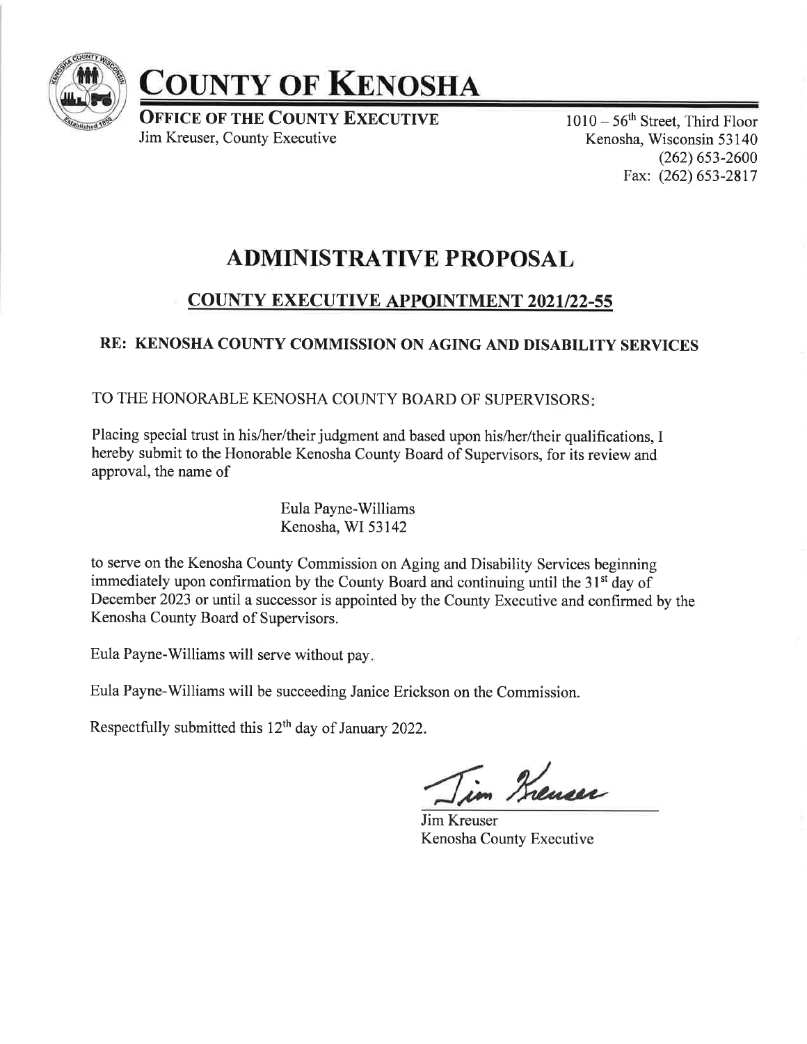# COUNTY OF KENOSHA

**OFFICE OF THE COUNTY EXECUTIVE**
Jim Kreuser, County Executive

1010 – 56th Street, Third Floor
Kenosha, Wisconsin 53140
(262) 653-2600
Fax: (262) 653-2817

## ADMINISTRATIVE PROPOSAL

### COUNTY EXECUTIVE APPOINTMENT 2021/22-55

### RE: KENOSHA COUNTY COMMISSION ON AGING AND DISABILITY SERVICES

TO THE HONORABLE KENOSHA COUNTY BOARD OF SUPERVISORS:

Placing special trust in his/her/their judgment and based upon his/her/their qualifications, I hereby submit to the Honorable Kenosha County Board of Supervisors, for its review and approval, the name of

Eula Payne-Williams
Kenosha, WI 53142

to serve on the Kenosha County Commission on Aging and Disability Services beginning immediately upon confirmation by the County Board and continuing until the 31st day of December 2023 or until a successor is appointed by the County Executive and confirmed by the Kenosha County Board of Supervisors.

Eula Payne-Williams will serve without pay.

Eula Payne-Williams will be succeeding Janice Erickson on the Commission.

Respectfully submitted this 12th day of January 2022.

Jim Kreuser
Kenosha County Executive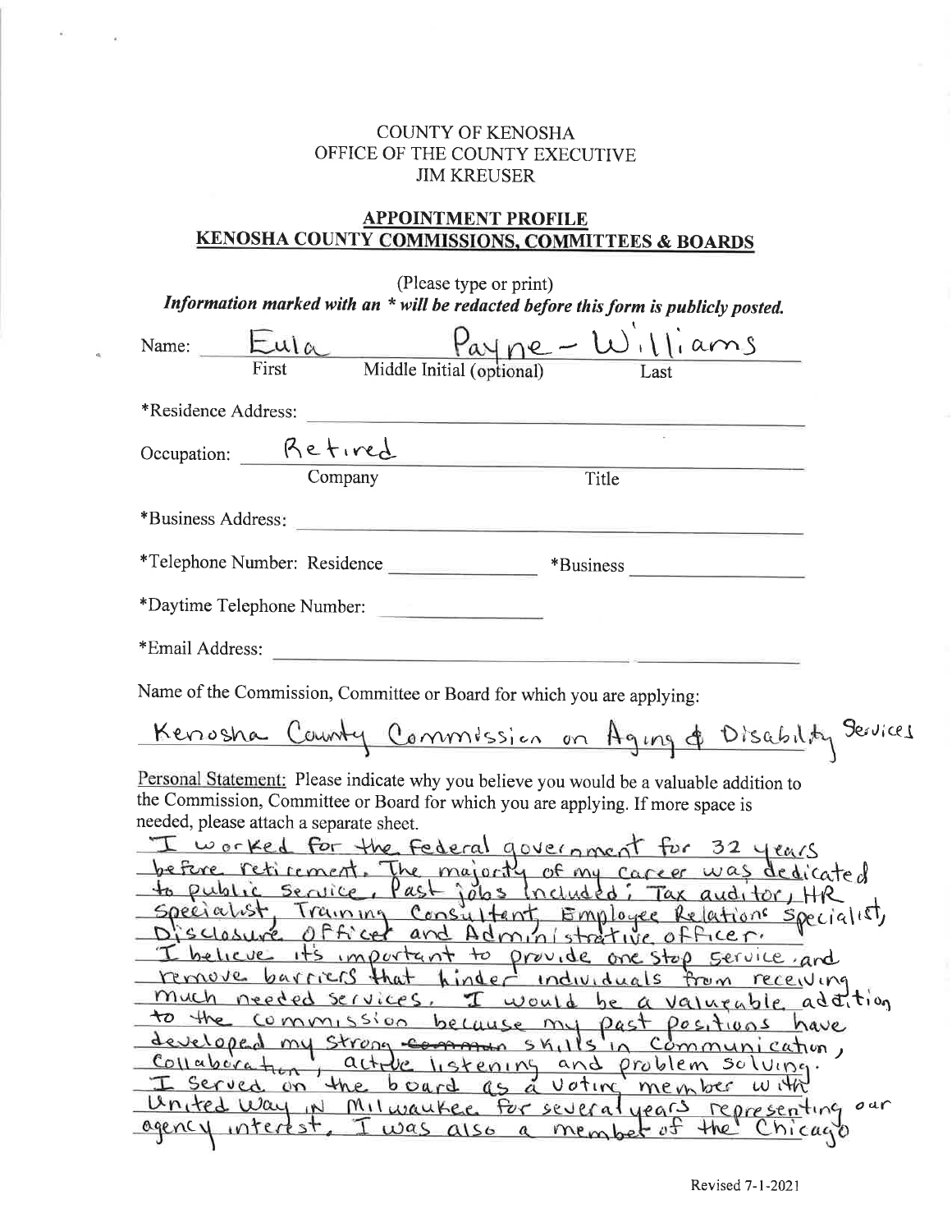COUNTY OF KENOSHA
OFFICE OF THE COUNTY EXECUTIVE
JIM KREUSER

## APPOINTMENT PROFILE
## KENOSHA COUNTY COMMISSIONS, COMMITTEES & BOARDS

(Please type or print)

***Information marked with an * will be redacted before this form is publicly posted.***

Name: Eula Payne - Williams
First Middle Initial (optional) Last

*Residence Address:

Occupation: Retired
Company Title

*Business Address:

*Telephone Number: Residence *Business

*Daytime Telephone Number:

*Email Address:

Name of the Commission, Committee or Board for which you are applying:

Kenosha County Commission on Aging & Disability Services

Personal Statement: Please indicate why you believe you would be a valuable addition to the Commission, Committee or Board for which you are applying. If more space is needed, please attach a separate sheet.

I worked for the Federal government for 32 years before retirement. The majority of my career was dedicated to public service. Past jobs included: Tax auditor, HR specialist, Training Consultant, Employee Relations Specialist, Disclosure Officer and Administrative officer.
I believe it's important to provide one stop service and remove barriers that hinder individuals from receiving much needed services. I would be a valueable addition to the commission because my past positions have developed my strong ~~common~~ skills in communication, collaboration, active listening and problem solving.
I served on the board as a voting member with United Way in Milwaukee for several years representing our agency interest. I was also a member of the Chicago

Revised 7-1-2021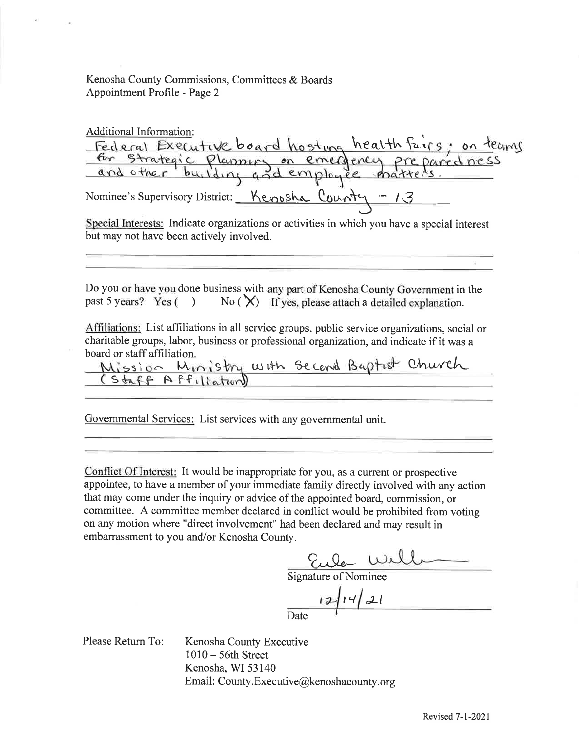Kenosha County Commissions, Committees & Boards
Appointment Profile - Page 2

Additional Information:
Federal Executive board hosting health fairs; on teams for Strategic Planning on emergency preparedness and other building and employee matters.

Nominee's Supervisory District: Kenosha County - 13

Special Interests: Indicate organizations or activities in which you have a special interest but may not have been actively involved.

Do you or have you done business with any part of Kenosha County Government in the past 5 years? Yes ( ) No (X) If yes, please attach a detailed explanation.

Affiliations: List affiliations in all service groups, public service organizations, social or charitable groups, labor, business or professional organization, and indicate if it was a board or staff affiliation.
Mission Ministry with Second Baptist Church (Staff Affiliation)

Governmental Services: List services with any governmental unit.

Conflict Of Interest: It would be inappropriate for you, as a current or prospective appointee, to have a member of your immediate family directly involved with any action that may come under the inquiry or advice of the appointed board, commission, or committee. A committee member declared in conflict would be prohibited from voting on any motion where "direct involvement" had been declared and may result in embarrassment to you and/or Kenosha County.

Eula Will

Signature of Nominee

12/14/21

Date

Please Return To: Kenosha County Executive
1010 – 56th Street
Kenosha, WI 53140
Email: County.Executive@kenoshacounty.org

Revised 7-1-2021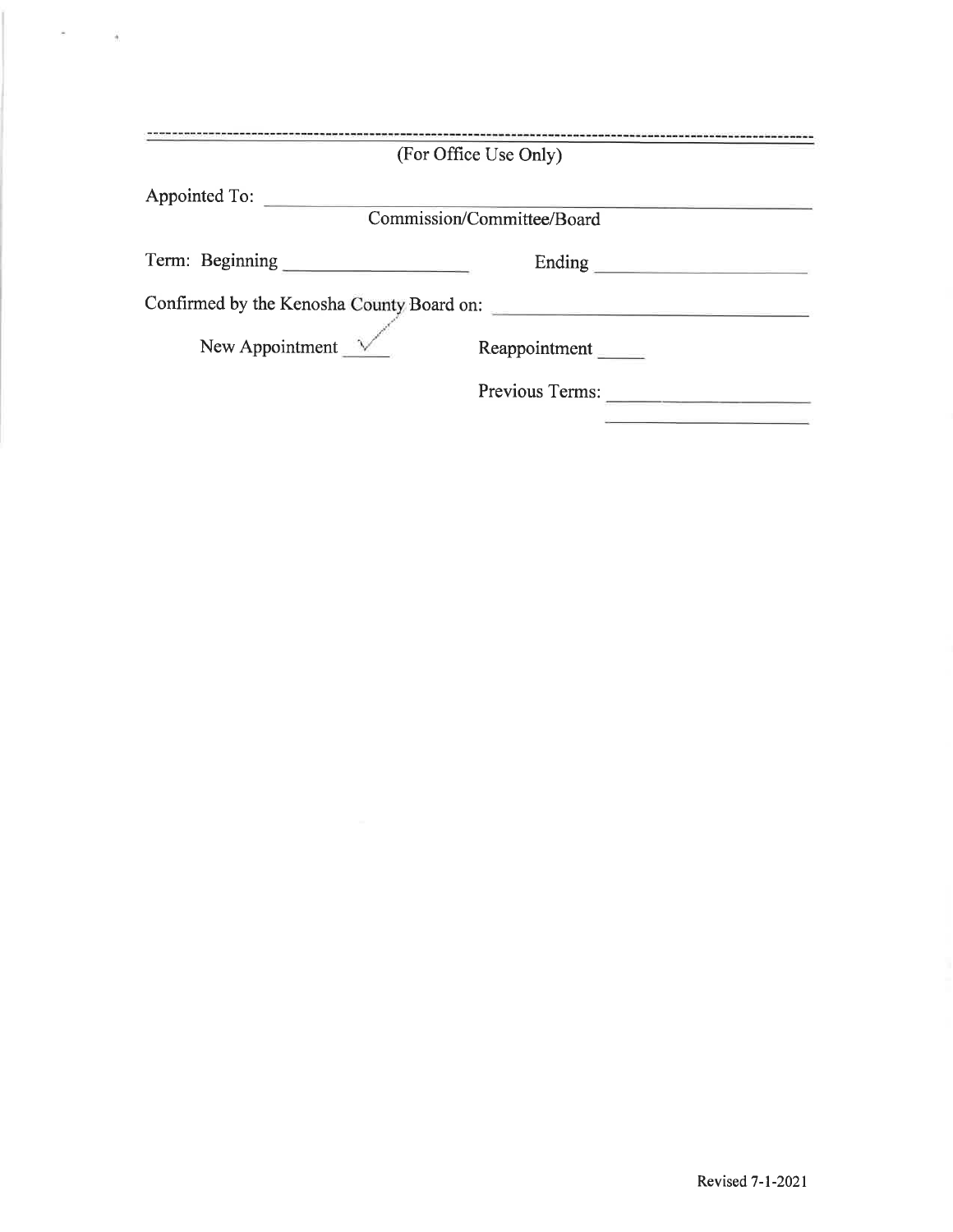---

(For Office Use Only)

Appointed To: ______________________________
Commission/Committee/Board

Term: Beginning ____________________ Ending ____________________

Confirmed by the Kenosha County Board on: ____________________

New Appointment ✓ Reappointment _____

Previous Terms: ____________________
____________________

Revised 7-1-2021